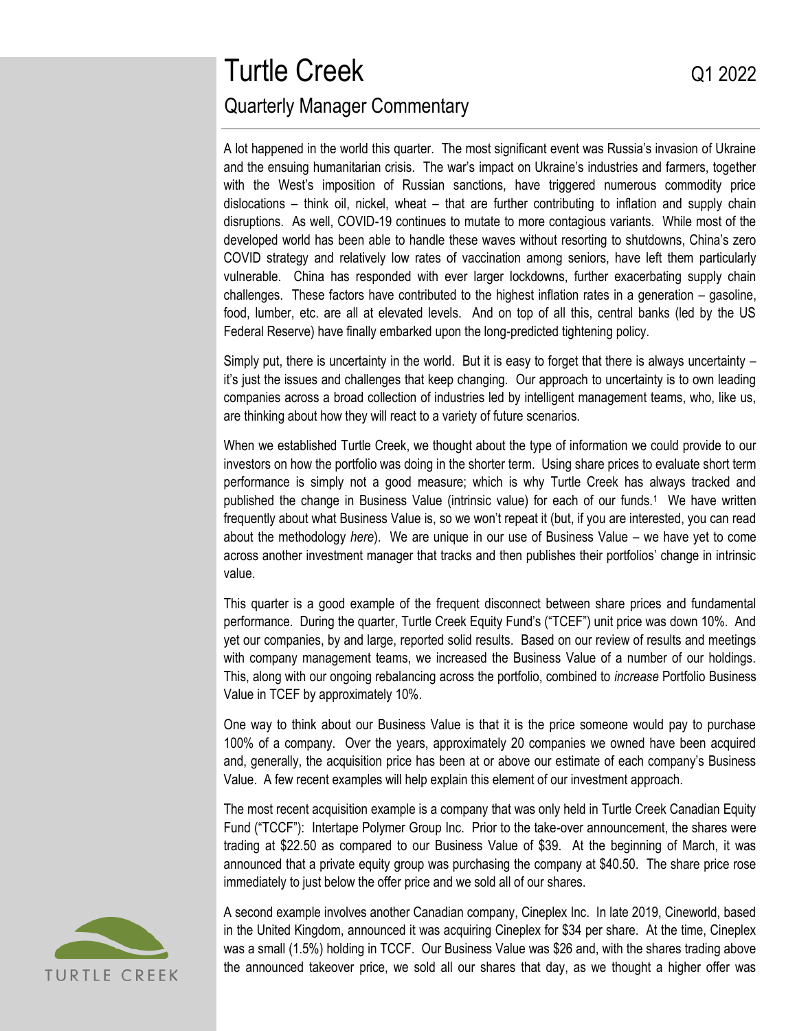# Turtle Creek

Q1 2022

## Quarterly Manager Commentary

A lot happened in the world this quarter. The most significant event was Russia's invasion of Ukraine and the ensuing humanitarian crisis. The war's impact on Ukraine's industries and farmers, together with the West's imposition of Russian sanctions, have triggered numerous commodity price dislocations – think oil, nickel, wheat – that are further contributing to inflation and supply chain disruptions. As well, COVID-19 continues to mutate to more contagious variants. While most of the developed world has been able to handle these waves without resorting to shutdowns, China's zero COVID strategy and relatively low rates of vaccination among seniors, have left them particularly vulnerable. China has responded with ever larger lockdowns, further exacerbating supply chain challenges. These factors have contributed to the highest inflation rates in a generation – gasoline, food, lumber, etc. are all at elevated levels. And on top of all this, central banks (led by the US Federal Reserve) have finally embarked upon the long-predicted tightening policy.

Simply put, there is uncertainty in the world. But it is easy to forget that there is always uncertainty – it's just the issues and challenges that keep changing. Our approach to uncertainty is to own leading companies across a broad collection of industries led by intelligent management teams, who, like us, are thinking about how they will react to a variety of future scenarios.

When we established Turtle Creek, we thought about the type of information we could provide to our investors on how the portfolio was doing in the shorter term. Using share prices to evaluate short term performance is simply not a good measure; which is why Turtle Creek has always tracked and published the change in Business Value (intrinsic value) for each of our funds.[1] We have written frequently about what Business Value is, so we won't repeat it (but, if you are interested, you can read about the methodology *here*). We are unique in our use of Business Value – we have yet to come across another investment manager that tracks and then publishes their portfolios' change in intrinsic value.

This quarter is a good example of the frequent disconnect between share prices and fundamental performance. During the quarter, Turtle Creek Equity Fund's ("TCEF") unit price was down 10%. And yet our companies, by and large, reported solid results. Based on our review of results and meetings with company management teams, we increased the Business Value of a number of our holdings. This, along with our ongoing rebalancing across the portfolio, combined to *increase* Portfolio Business Value in TCEF by approximately 10%.

One way to think about our Business Value is that it is the price someone would pay to purchase 100% of a company. Over the years, approximately 20 companies we owned have been acquired and, generally, the acquisition price has been at or above our estimate of each company's Business Value. A few recent examples will help explain this element of our investment approach.

The most recent acquisition example is a company that was only held in Turtle Creek Canadian Equity Fund ("TCCF"): Intertape Polymer Group Inc. Prior to the take-over announcement, the shares were trading at $22.50 as compared to our Business Value of $39. At the beginning of March, it was announced that a private equity group was purchasing the company at $40.50. The share price rose immediately to just below the offer price and we sold all of our shares.

A second example involves another Canadian company, Cineplex Inc. In late 2019, Cineworld, based in the United Kingdom, announced it was acquiring Cineplex for $34 per share. At the time, Cineplex was a small (1.5%) holding in TCCF. Our Business Value was $26 and, with the shares trading above the announced takeover price, we sold all our shares that day, as we thought a higher offer was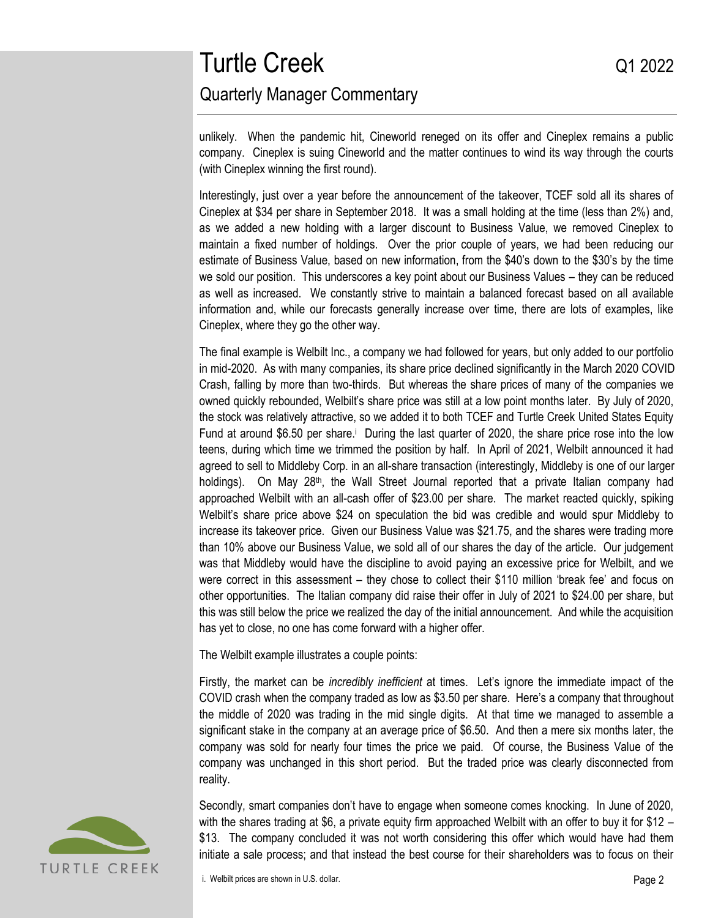unlikely. When the pandemic hit, Cineworld reneged on its offer and Cineplex remains a public company. Cineplex is suing Cineworld and the matter continues to wind its way through the courts (with Cineplex winning the first round).

Interestingly, just over a year before the announcement of the takeover, TCEF sold all its shares of Cineplex at $34 per share in September 2018. It was a small holding at the time (less than 2%) and, as we added a new holding with a larger discount to Business Value, we removed Cineplex to maintain a fixed number of holdings. Over the prior couple of years, we had been reducing our estimate of Business Value, based on new information, from the $40's down to the $30's by the time we sold our position. This underscores a key point about our Business Values – they can be reduced as well as increased. We constantly strive to maintain a balanced forecast based on all available information and, while our forecasts generally increase over time, there are lots of examples, like Cineplex, where they go the other way.

The final example is Welbilt Inc., a company we had followed for years, but only added to our portfolio in mid-2020. As with many companies, its share price declined significantly in the March 2020 COVID Crash, falling by more than two-thirds. But whereas the share prices of many of the companies we owned quickly rebounded, Welbilt's share price was still at a low point months later. By July of 2020, the stock was relatively attractive, so we added it to both TCEF and Turtle Creek United States Equity Fund at around $6.50 per share.[i] During the last quarter of 2020, the share price rose into the low teens, during which time we trimmed the position by half. In April of 2021, Welbilt announced it had agreed to sell to Middleby Corp. in an all-share transaction (interestingly, Middleby is one of our larger holdings). On May 28th, the Wall Street Journal reported that a private Italian company had approached Welbilt with an all-cash offer of $23.00 per share. The market reacted quickly, spiking Welbilt's share price above $24 on speculation the bid was credible and would spur Middleby to increase its takeover price. Given our Business Value was $21.75, and the shares were trading more than 10% above our Business Value, we sold all of our shares the day of the article. Our judgement was that Middleby would have the discipline to avoid paying an excessive price for Welbilt, and we were correct in this assessment – they chose to collect their $110 million 'break fee' and focus on other opportunities. The Italian company did raise their offer in July of 2021 to $24.00 per share, but this was still below the price we realized the day of the initial announcement. And while the acquisition has yet to close, no one has come forward with a higher offer.

The Welbilt example illustrates a couple points:

Firstly, the market can be *incredibly inefficient* at times. Let's ignore the immediate impact of the COVID crash when the company traded as low as $3.50 per share. Here's a company that throughout the middle of 2020 was trading in the mid single digits. At that time we managed to assemble a significant stake in the company at an average price of $6.50. And then a mere six months later, the company was sold for nearly four times the price we paid. Of course, the Business Value of the company was unchanged in this short period. But the traded price was clearly disconnected from reality.

Secondly, smart companies don't have to engage when someone comes knocking. In June of 2020, with the shares trading at $6, a private equity firm approached Welbilt with an offer to buy it for $12 – $13. The company concluded it was not worth considering this offer which would have had them initiate a sale process; and that instead the best course for their shareholders was to focus on their

i. Welbilt prices are shown in U.S. dollar.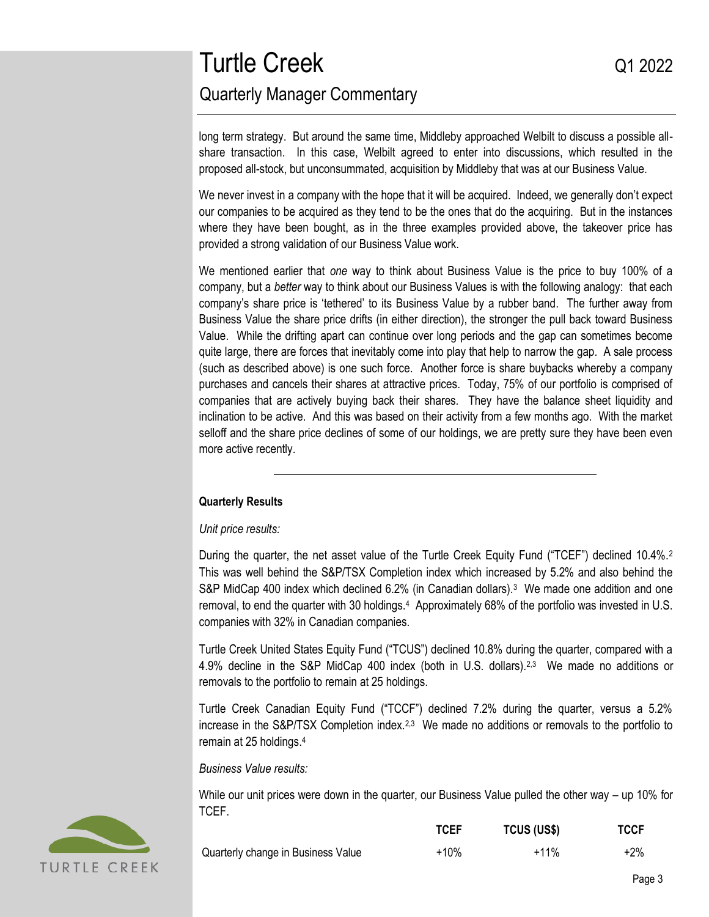long term strategy. But around the same time, Middleby approached Welbilt to discuss a possible all-share transaction. In this case, Welbilt agreed to enter into discussions, which resulted in the proposed all-stock, but unconsummated, acquisition by Middleby that was at our Business Value.

We never invest in a company with the hope that it will be acquired. Indeed, we generally don't expect our companies to be acquired as they tend to be the ones that do the acquiring. But in the instances where they have been bought, as in the three examples provided above, the takeover price has provided a strong validation of our Business Value work.

We mentioned earlier that *one* way to think about Business Value is the price to buy 100% of a company, but a *better* way to think about our Business Values is with the following analogy: that each company's share price is 'tethered' to its Business Value by a rubber band. The further away from Business Value the share price drifts (in either direction), the stronger the pull back toward Business Value. While the drifting apart can continue over long periods and the gap can sometimes become quite large, there are forces that inevitably come into play that help to narrow the gap. A sale process (such as described above) is one such force. Another force is share buybacks whereby a company purchases and cancels their shares at attractive prices. Today, 75% of our portfolio is comprised of companies that are actively buying back their shares. They have the balance sheet liquidity and inclination to be active. And this was based on their activity from a few months ago. With the market selloff and the share price declines of some of our holdings, we are pretty sure they have been even more active recently.

---

**Quarterly Results**

*Unit price results:*

During the quarter, the net asset value of the Turtle Creek Equity Fund ("TCEF") declined 10.4%.[2] This was well behind the S&P/TSX Completion index which increased by 5.2% and also behind the S&P MidCap 400 index which declined 6.2% (in Canadian dollars).[3] We made one addition and one removal, to end the quarter with 30 holdings.[4] Approximately 68% of the portfolio was invested in U.S. companies with 32% in Canadian companies.

Turtle Creek United States Equity Fund ("TCUS") declined 10.8% during the quarter, compared with a 4.9% decline in the S&P MidCap 400 index (both in U.S. dollars).[2,3] We made no additions or removals to the portfolio to remain at 25 holdings.

Turtle Creek Canadian Equity Fund ("TCCF") declined 7.2% during the quarter, versus a 5.2% increase in the S&P/TSX Completion index.[2,3] We made no additions or removals to the portfolio to remain at 25 holdings.[4]

*Business Value results:*

While our unit prices were down in the quarter, our Business Value pulled the other way – up 10% for TCEF.

| | TCEF | TCUS (US$) | TCCF |
|---|---|---|---|
| Quarterly change in Business Value | +10% | +11% | +2% |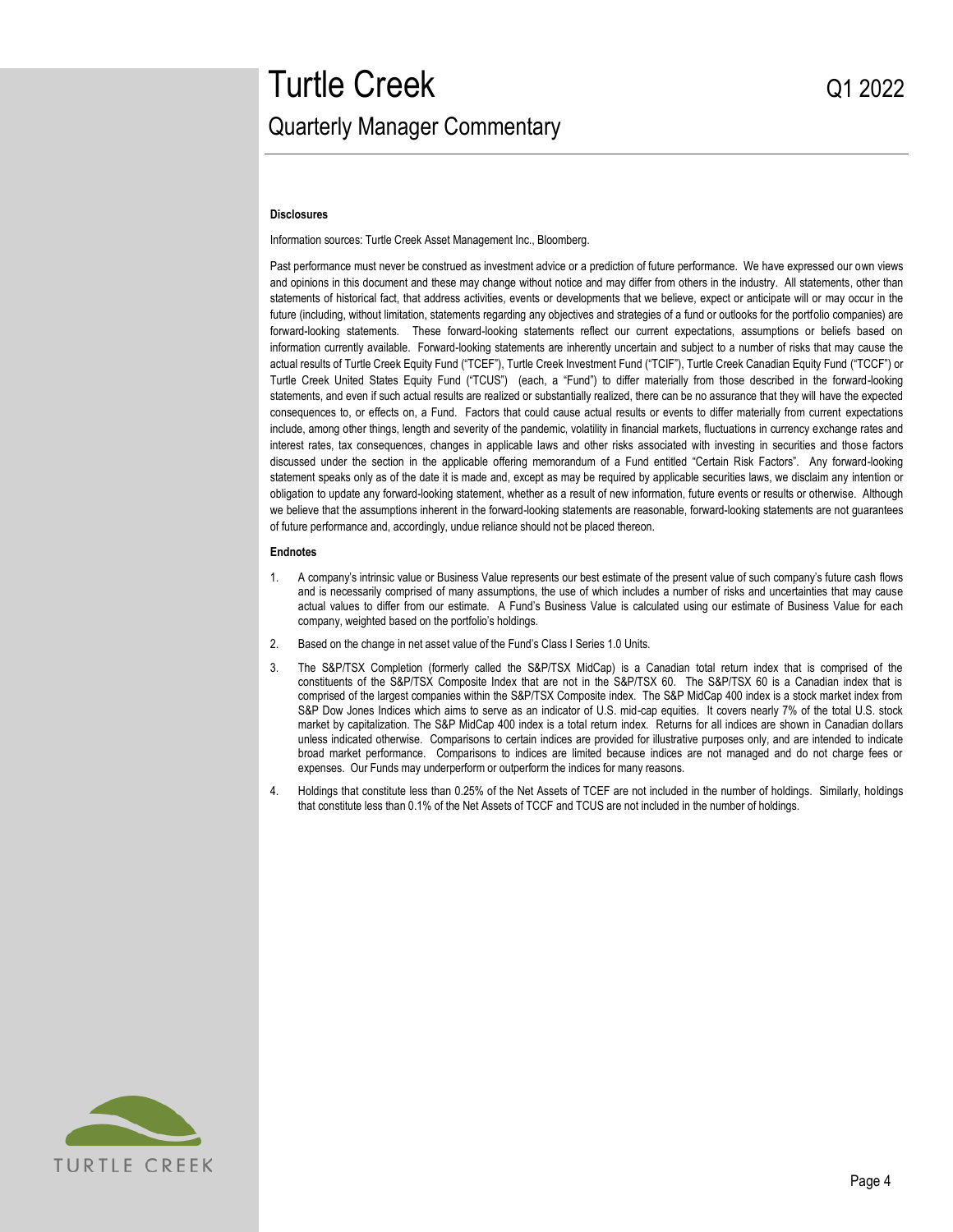### Disclosures

Information sources: Turtle Creek Asset Management Inc., Bloomberg.

Past performance must never be construed as investment advice or a prediction of future performance. We have expressed our own views and opinions in this document and these may change without notice and may differ from others in the industry. All statements, other than statements of historical fact, that address activities, events or developments that we believe, expect or anticipate will or may occur in the future (including, without limitation, statements regarding any objectives and strategies of a fund or outlooks for the portfolio companies) are forward-looking statements. These forward-looking statements reflect our current expectations, assumptions or beliefs based on information currently available. Forward-looking statements are inherently uncertain and subject to a number of risks that may cause the actual results of Turtle Creek Equity Fund ("TCEF"), Turtle Creek Investment Fund ("TCIF"), Turtle Creek Canadian Equity Fund ("TCCF") or Turtle Creek United States Equity Fund ("TCUS") (each, a "Fund") to differ materially from those described in the forward-looking statements, and even if such actual results are realized or substantially realized, there can be no assurance that they will have the expected consequences to, or effects on, a Fund. Factors that could cause actual results or events to differ materially from current expectations include, among other things, length and severity of the pandemic, volatility in financial markets, fluctuations in currency exchange rates and interest rates, tax consequences, changes in applicable laws and other risks associated with investing in securities and those factors discussed under the section in the applicable offering memorandum of a Fund entitled "Certain Risk Factors". Any forward-looking statement speaks only as of the date it is made and, except as may be required by applicable securities laws, we disclaim any intention or obligation to update any forward-looking statement, whether as a result of new information, future events or results or otherwise. Although we believe that the assumptions inherent in the forward-looking statements are reasonable, forward-looking statements are not guarantees of future performance and, accordingly, undue reliance should not be placed thereon.

### Endnotes

1. A company's intrinsic value or Business Value represents our best estimate of the present value of such company's future cash flows and is necessarily comprised of many assumptions, the use of which includes a number of risks and uncertainties that may cause actual values to differ from our estimate. A Fund's Business Value is calculated using our estimate of Business Value for each company, weighted based on the portfolio's holdings.
2. Based on the change in net asset value of the Fund's Class I Series 1.0 Units.
3. The S&P/TSX Completion (formerly called the S&P/TSX MidCap) is a Canadian total return index that is comprised of the constituents of the S&P/TSX Composite Index that are not in the S&P/TSX 60. The S&P/TSX 60 is a Canadian index that is comprised of the largest companies within the S&P/TSX Composite index. The S&P MidCap 400 index is a stock market index from S&P Dow Jones Indices which aims to serve as an indicator of U.S. mid-cap equities. It covers nearly 7% of the total U.S. stock market by capitalization. The S&P MidCap 400 index is a total return index. Returns for all indices are shown in Canadian dollars unless indicated otherwise. Comparisons to certain indices are provided for illustrative purposes only, and are intended to indicate broad market performance. Comparisons to indices are limited because indices are not managed and do not charge fees or expenses. Our Funds may underperform or outperform the indices for many reasons.
4. Holdings that constitute less than 0.25% of the Net Assets of TCEF are not included in the number of holdings. Similarly, holdings that constitute less than 0.1% of the Net Assets of TCCF and TCUS are not included in the number of holdings.